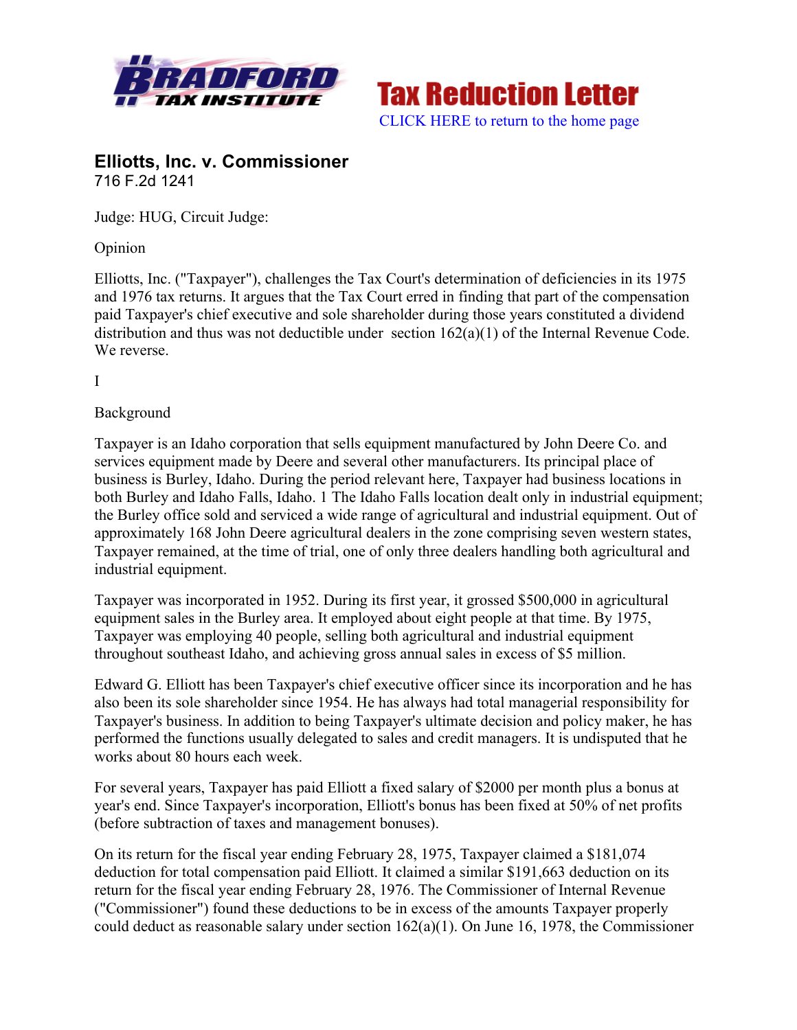Bradford Tax Institute

Tax Reduction Letter

CLICK HERE to return to the home page

## Elliotts, Inc. v. Commissioner

716 F.2d 1241

Judge: HUG, Circuit Judge:

Opinion

Elliotts, Inc. ("Taxpayer"), challenges the Tax Court's determination of deficiencies in its 1975 and 1976 tax returns. It argues that the Tax Court erred in finding that part of the compensation paid Taxpayer's chief executive and sole shareholder during those years constituted a dividend distribution and thus was not deductible under section 162(a)(1) of the Internal Revenue Code. We reverse.

I

Background

Taxpayer is an Idaho corporation that sells equipment manufactured by John Deere Co. and services equipment made by Deere and several other manufacturers. Its principal place of business is Burley, Idaho. During the period relevant here, Taxpayer had business locations in both Burley and Idaho Falls, Idaho. 1 The Idaho Falls location dealt only in industrial equipment; the Burley office sold and serviced a wide range of agricultural and industrial equipment. Out of approximately 168 John Deere agricultural dealers in the zone comprising seven western states, Taxpayer remained, at the time of trial, one of only three dealers handling both agricultural and industrial equipment.

Taxpayer was incorporated in 1952. During its first year, it grossed $500,000 in agricultural equipment sales in the Burley area. It employed about eight people at that time. By 1975, Taxpayer was employing 40 people, selling both agricultural and industrial equipment throughout southeast Idaho, and achieving gross annual sales in excess of $5 million.

Edward G. Elliott has been Taxpayer's chief executive officer since its incorporation and he has also been its sole shareholder since 1954. He has always had total managerial responsibility for Taxpayer's business. In addition to being Taxpayer's ultimate decision and policy maker, he has performed the functions usually delegated to sales and credit managers. It is undisputed that he works about 80 hours each week.

For several years, Taxpayer has paid Elliott a fixed salary of $2000 per month plus a bonus at year's end. Since Taxpayer's incorporation, Elliott's bonus has been fixed at 50% of net profits (before subtraction of taxes and management bonuses).

On its return for the fiscal year ending February 28, 1975, Taxpayer claimed a $181,074 deduction for total compensation paid Elliott. It claimed a similar $191,663 deduction on its return for the fiscal year ending February 28, 1976. The Commissioner of Internal Revenue ("Commissioner") found these deductions to be in excess of the amounts Taxpayer properly could deduct as reasonable salary under section 162(a)(1). On June 16, 1978, the Commissioner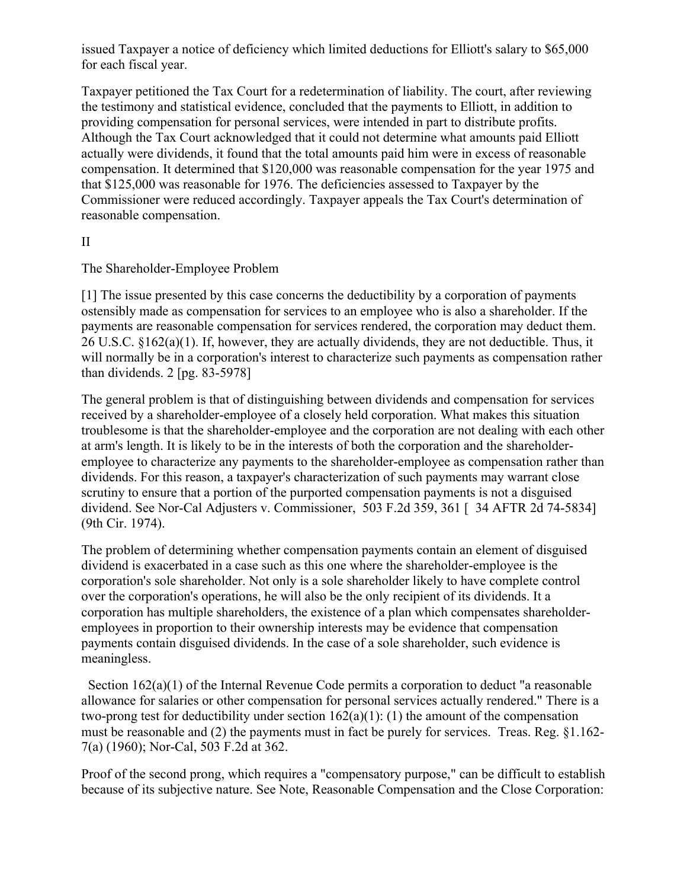issued Taxpayer a notice of deficiency which limited deductions for Elliott's salary to $65,000 for each fiscal year.

Taxpayer petitioned the Tax Court for a redetermination of liability. The court, after reviewing the testimony and statistical evidence, concluded that the payments to Elliott, in addition to providing compensation for personal services, were intended in part to distribute profits. Although the Tax Court acknowledged that it could not determine what amounts paid Elliott actually were dividends, it found that the total amounts paid him were in excess of reasonable compensation. It determined that $120,000 was reasonable compensation for the year 1975 and that $125,000 was reasonable for 1976. The deficiencies assessed to Taxpayer by the Commissioner were reduced accordingly. Taxpayer appeals the Tax Court's determination of reasonable compensation.

## II

## The Shareholder-Employee Problem

[1] The issue presented by this case concerns the deductibility by a corporation of payments ostensibly made as compensation for services to an employee who is also a shareholder. If the payments are reasonable compensation for services rendered, the corporation may deduct them. 26 U.S.C. §162(a)(1). If, however, they are actually dividends, they are not deductible. Thus, it will normally be in a corporation's interest to characterize such payments as compensation rather than dividends. 2 [pg. 83-5978]

The general problem is that of distinguishing between dividends and compensation for services received by a shareholder-employee of a closely held corporation. What makes this situation troublesome is that the shareholder-employee and the corporation are not dealing with each other at arm's length. It is likely to be in the interests of both the corporation and the shareholder-employee to characterize any payments to the shareholder-employee as compensation rather than dividends. For this reason, a taxpayer's characterization of such payments may warrant close scrutiny to ensure that a portion of the purported compensation payments is not a disguised dividend. See Nor-Cal Adjusters v. Commissioner, 503 F.2d 359, 361 [ 34 AFTR 2d 74-5834] (9th Cir. 1974).

The problem of determining whether compensation payments contain an element of disguised dividend is exacerbated in a case such as this one where the shareholder-employee is the corporation's sole shareholder. Not only is a sole shareholder likely to have complete control over the corporation's operations, he will also be the only recipient of its dividends. It a corporation has multiple shareholders, the existence of a plan which compensates shareholder-employees in proportion to their ownership interests may be evidence that compensation payments contain disguised dividends. In the case of a sole shareholder, such evidence is meaningless.

Section 162(a)(1) of the Internal Revenue Code permits a corporation to deduct "a reasonable allowance for salaries or other compensation for personal services actually rendered." There is a two-prong test for deductibility under section 162(a)(1): (1) the amount of the compensation must be reasonable and (2) the payments must in fact be purely for services. Treas. Reg. §1.162-7(a) (1960); Nor-Cal, 503 F.2d at 362.

Proof of the second prong, which requires a "compensatory purpose," can be difficult to establish because of its subjective nature. See Note, Reasonable Compensation and the Close Corporation: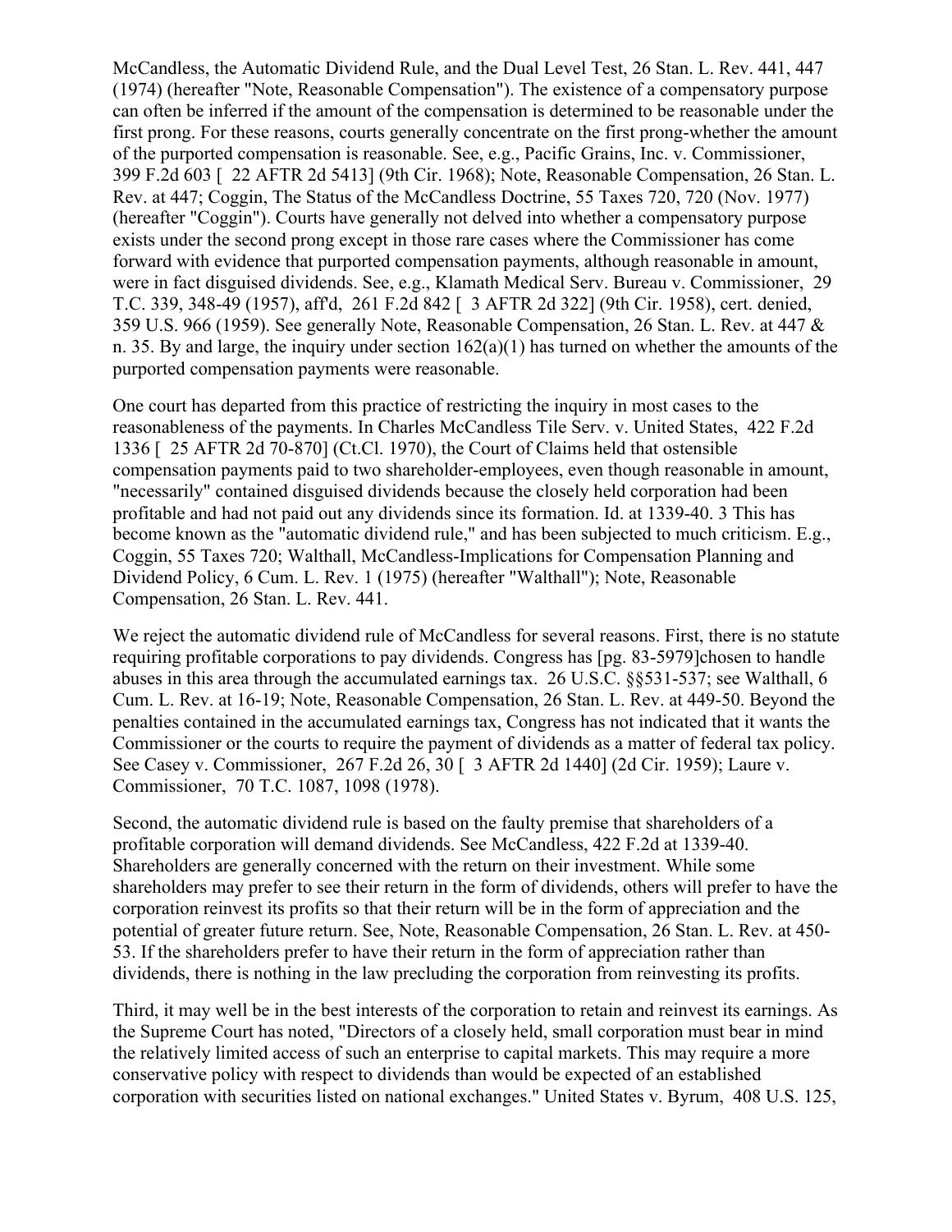McCandless, the Automatic Dividend Rule, and the Dual Level Test, 26 Stan. L. Rev. 441, 447 (1974) (hereafter "Note, Reasonable Compensation"). The existence of a compensatory purpose can often be inferred if the amount of the compensation is determined to be reasonable under the first prong. For these reasons, courts generally concentrate on the first prong-whether the amount of the purported compensation is reasonable. See, e.g., Pacific Grains, Inc. v. Commissioner, 399 F.2d 603 [ 22 AFTR 2d 5413] (9th Cir. 1968); Note, Reasonable Compensation, 26 Stan. L. Rev. at 447; Coggin, The Status of the McCandless Doctrine, 55 Taxes 720, 720 (Nov. 1977) (hereafter "Coggin"). Courts have generally not delved into whether a compensatory purpose exists under the second prong except in those rare cases where the Commissioner has come forward with evidence that purported compensation payments, although reasonable in amount, were in fact disguised dividends. See, e.g., Klamath Medical Serv. Bureau v. Commissioner, 29 T.C. 339, 348-49 (1957), aff'd, 261 F.2d 842 [ 3 AFTR 2d 322] (9th Cir. 1958), cert. denied, 359 U.S. 966 (1959). See generally Note, Reasonable Compensation, 26 Stan. L. Rev. at 447 & n. 35. By and large, the inquiry under section 162(a)(1) has turned on whether the amounts of the purported compensation payments were reasonable.

One court has departed from this practice of restricting the inquiry in most cases to the reasonableness of the payments. In Charles McCandless Tile Serv. v. United States, 422 F.2d 1336 [ 25 AFTR 2d 70-870] (Ct.Cl. 1970), the Court of Claims held that ostensible compensation payments paid to two shareholder-employees, even though reasonable in amount, "necessarily" contained disguised dividends because the closely held corporation had been profitable and had not paid out any dividends since its formation. Id. at 1339-40. 3 This has become known as the "automatic dividend rule," and has been subjected to much criticism. E.g., Coggin, 55 Taxes 720; Walthall, McCandless-Implications for Compensation Planning and Dividend Policy, 6 Cum. L. Rev. 1 (1975) (hereafter "Walthall"); Note, Reasonable Compensation, 26 Stan. L. Rev. 441.

We reject the automatic dividend rule of McCandless for several reasons. First, there is no statute requiring profitable corporations to pay dividends. Congress has [pg. 83-5979]chosen to handle abuses in this area through the accumulated earnings tax. 26 U.S.C. §§531-537; see Walthall, 6 Cum. L. Rev. at 16-19; Note, Reasonable Compensation, 26 Stan. L. Rev. at 449-50. Beyond the penalties contained in the accumulated earnings tax, Congress has not indicated that it wants the Commissioner or the courts to require the payment of dividends as a matter of federal tax policy. See Casey v. Commissioner, 267 F.2d 26, 30 [ 3 AFTR 2d 1440] (2d Cir. 1959); Laure v. Commissioner, 70 T.C. 1087, 1098 (1978).

Second, the automatic dividend rule is based on the faulty premise that shareholders of a profitable corporation will demand dividends. See McCandless, 422 F.2d at 1339-40. Shareholders are generally concerned with the return on their investment. While some shareholders may prefer to see their return in the form of dividends, others will prefer to have the corporation reinvest its profits so that their return will be in the form of appreciation and the potential of greater future return. See, Note, Reasonable Compensation, 26 Stan. L. Rev. at 450-53. If the shareholders prefer to have their return in the form of appreciation rather than dividends, there is nothing in the law precluding the corporation from reinvesting its profits.

Third, it may well be in the best interests of the corporation to retain and reinvest its earnings. As the Supreme Court has noted, "Directors of a closely held, small corporation must bear in mind the relatively limited access of such an enterprise to capital markets. This may require a more conservative policy with respect to dividends than would be expected of an established corporation with securities listed on national exchanges." United States v. Byrum, 408 U.S. 125,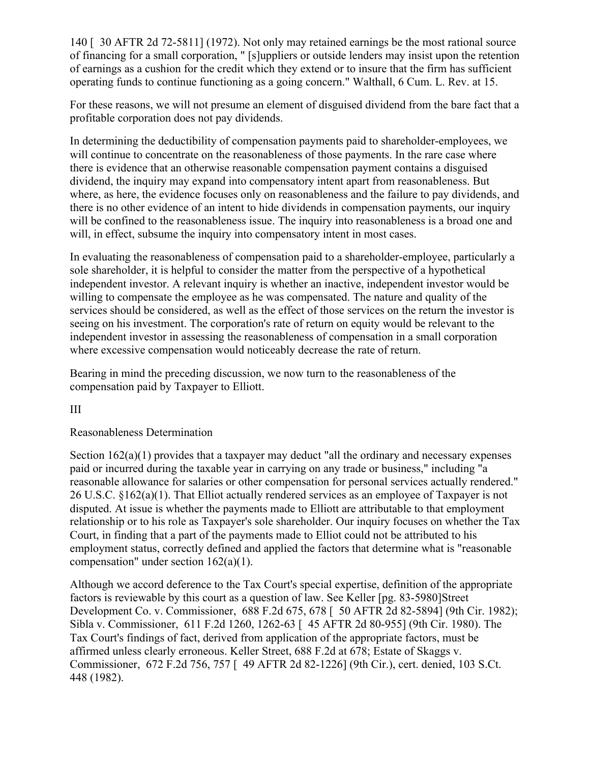140 [ 30 AFTR 2d 72-5811] (1972). Not only may retained earnings be the most rational source of financing for a small corporation, " [s]uppliers or outside lenders may insist upon the retention of earnings as a cushion for the credit which they extend or to insure that the firm has sufficient operating funds to continue functioning as a going concern." Walthall, 6 Cum. L. Rev. at 15.

For these reasons, we will not presume an element of disguised dividend from the bare fact that a profitable corporation does not pay dividends.

In determining the deductibility of compensation payments paid to shareholder-employees, we will continue to concentrate on the reasonableness of those payments. In the rare case where there is evidence that an otherwise reasonable compensation payment contains a disguised dividend, the inquiry may expand into compensatory intent apart from reasonableness. But where, as here, the evidence focuses only on reasonableness and the failure to pay dividends, and there is no other evidence of an intent to hide dividends in compensation payments, our inquiry will be confined to the reasonableness issue. The inquiry into reasonableness is a broad one and will, in effect, subsume the inquiry into compensatory intent in most cases.

In evaluating the reasonableness of compensation paid to a shareholder-employee, particularly a sole shareholder, it is helpful to consider the matter from the perspective of a hypothetical independent investor. A relevant inquiry is whether an inactive, independent investor would be willing to compensate the employee as he was compensated. The nature and quality of the services should be considered, as well as the effect of those services on the return the investor is seeing on his investment. The corporation's rate of return on equity would be relevant to the independent investor in assessing the reasonableness of compensation in a small corporation where excessive compensation would noticeably decrease the rate of return.

Bearing in mind the preceding discussion, we now turn to the reasonableness of the compensation paid by Taxpayer to Elliott.

III

Reasonableness Determination

Section 162(a)(1) provides that a taxpayer may deduct "all the ordinary and necessary expenses paid or incurred during the taxable year in carrying on any trade or business," including "a reasonable allowance for salaries or other compensation for personal services actually rendered." 26 U.S.C. §162(a)(1). That Elliot actually rendered services as an employee of Taxpayer is not disputed. At issue is whether the payments made to Elliott are attributable to that employment relationship or to his role as Taxpayer's sole shareholder. Our inquiry focuses on whether the Tax Court, in finding that a part of the payments made to Elliot could not be attributed to his employment status, correctly defined and applied the factors that determine what is "reasonable compensation" under section 162(a)(1).

Although we accord deference to the Tax Court's special expertise, definition of the appropriate factors is reviewable by this court as a question of law. See Keller [pg. 83-5980]Street Development Co. v. Commissioner, 688 F.2d 675, 678 [ 50 AFTR 2d 82-5894] (9th Cir. 1982); Sibla v. Commissioner, 611 F.2d 1260, 1262-63 [ 45 AFTR 2d 80-955] (9th Cir. 1980). The Tax Court's findings of fact, derived from application of the appropriate factors, must be affirmed unless clearly erroneous. Keller Street, 688 F.2d at 678; Estate of Skaggs v. Commissioner, 672 F.2d 756, 757 [ 49 AFTR 2d 82-1226] (9th Cir.), cert. denied, 103 S.Ct. 448 (1982).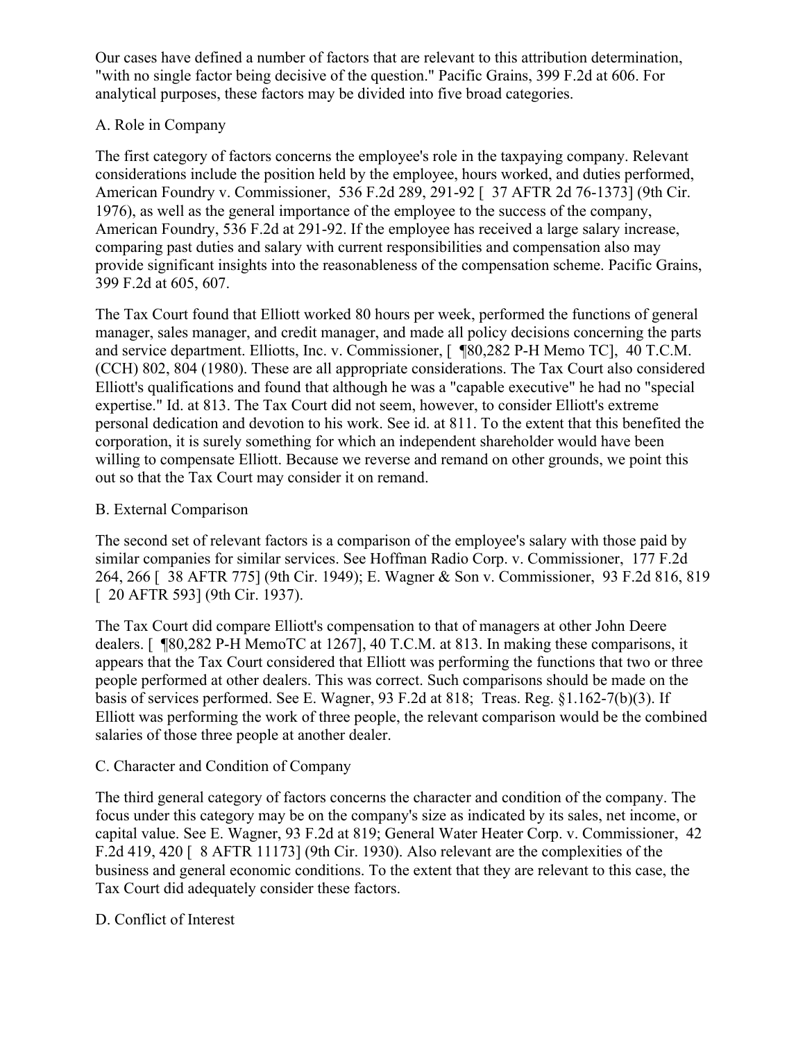Our cases have defined a number of factors that are relevant to this attribution determination, "with no single factor being decisive of the question." Pacific Grains, 399 F.2d at 606. For analytical purposes, these factors may be divided into five broad categories.

### A. Role in Company

The first category of factors concerns the employee's role in the taxpaying company. Relevant considerations include the position held by the employee, hours worked, and duties performed, American Foundry v. Commissioner, 536 F.2d 289, 291-92 [ 37 AFTR 2d 76-1373] (9th Cir. 1976), as well as the general importance of the employee to the success of the company, American Foundry, 536 F.2d at 291-92. If the employee has received a large salary increase, comparing past duties and salary with current responsibilities and compensation also may provide significant insights into the reasonableness of the compensation scheme. Pacific Grains, 399 F.2d at 605, 607.

The Tax Court found that Elliott worked 80 hours per week, performed the functions of general manager, sales manager, and credit manager, and made all policy decisions concerning the parts and service department. Elliotts, Inc. v. Commissioner, [ ¶80,282 P-H Memo TC], 40 T.C.M. (CCH) 802, 804 (1980). These are all appropriate considerations. The Tax Court also considered Elliott's qualifications and found that although he was a "capable executive" he had no "special expertise." Id. at 813. The Tax Court did not seem, however, to consider Elliott's extreme personal dedication and devotion to his work. See id. at 811. To the extent that this benefited the corporation, it is surely something for which an independent shareholder would have been willing to compensate Elliott. Because we reverse and remand on other grounds, we point this out so that the Tax Court may consider it on remand.

### B. External Comparison

The second set of relevant factors is a comparison of the employee's salary with those paid by similar companies for similar services. See Hoffman Radio Corp. v. Commissioner, 177 F.2d 264, 266 [ 38 AFTR 775] (9th Cir. 1949); E. Wagner & Son v. Commissioner, 93 F.2d 816, 819 [ 20 AFTR 593] (9th Cir. 1937).

The Tax Court did compare Elliott's compensation to that of managers at other John Deere dealers. [ ¶80,282 P-H MemoTC at 1267], 40 T.C.M. at 813. In making these comparisons, it appears that the Tax Court considered that Elliott was performing the functions that two or three people performed at other dealers. This was correct. Such comparisons should be made on the basis of services performed. See E. Wagner, 93 F.2d at 818; Treas. Reg. §1.162-7(b)(3). If Elliott was performing the work of three people, the relevant comparison would be the combined salaries of those three people at another dealer.

### C. Character and Condition of Company

The third general category of factors concerns the character and condition of the company. The focus under this category may be on the company's size as indicated by its sales, net income, or capital value. See E. Wagner, 93 F.2d at 819; General Water Heater Corp. v. Commissioner, 42 F.2d 419, 420 [ 8 AFTR 11173] (9th Cir. 1930). Also relevant are the complexities of the business and general economic conditions. To the extent that they are relevant to this case, the Tax Court did adequately consider these factors.

### D. Conflict of Interest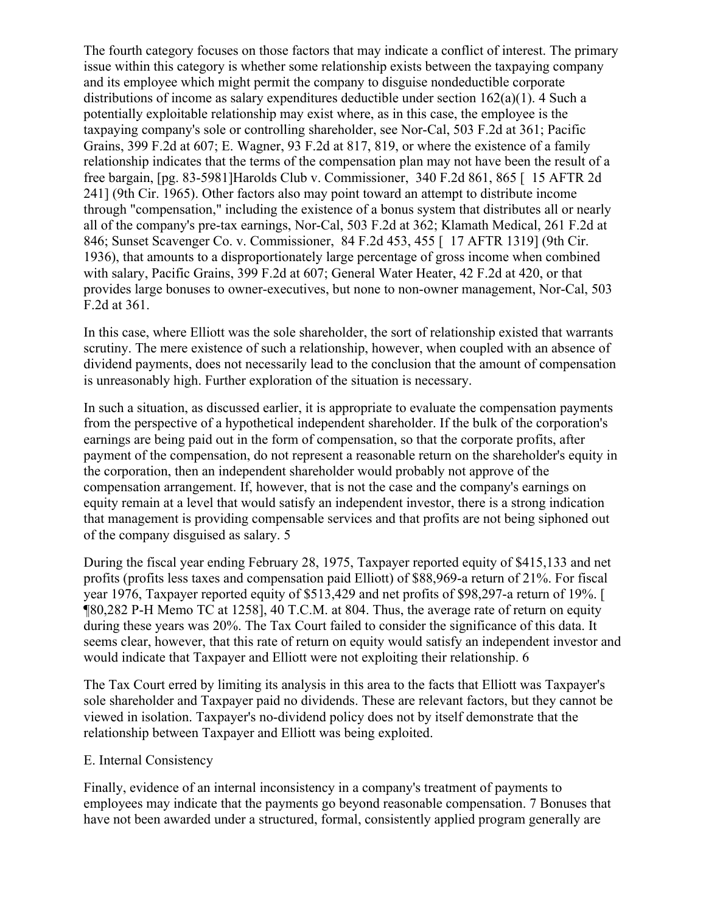The fourth category focuses on those factors that may indicate a conflict of interest. The primary issue within this category is whether some relationship exists between the taxpaying company and its employee which might permit the company to disguise nondeductible corporate distributions of income as salary expenditures deductible under section 162(a)(1). 4 Such a potentially exploitable relationship may exist where, as in this case, the employee is the taxpaying company's sole or controlling shareholder, see Nor-Cal, 503 F.2d at 361; Pacific Grains, 399 F.2d at 607; E. Wagner, 93 F.2d at 817, 819, or where the existence of a family relationship indicates that the terms of the compensation plan may not have been the result of a free bargain, [pg. 83-5981]Harolds Club v. Commissioner, 340 F.2d 861, 865 [ 15 AFTR 2d 241] (9th Cir. 1965). Other factors also may point toward an attempt to distribute income through "compensation," including the existence of a bonus system that distributes all or nearly all of the company's pre-tax earnings, Nor-Cal, 503 F.2d at 362; Klamath Medical, 261 F.2d at 846; Sunset Scavenger Co. v. Commissioner, 84 F.2d 453, 455 [ 17 AFTR 1319] (9th Cir. 1936), that amounts to a disproportionately large percentage of gross income when combined with salary, Pacific Grains, 399 F.2d at 607; General Water Heater, 42 F.2d at 420, or that provides large bonuses to owner-executives, but none to non-owner management, Nor-Cal, 503 F.2d at 361.

In this case, where Elliott was the sole shareholder, the sort of relationship existed that warrants scrutiny. The mere existence of such a relationship, however, when coupled with an absence of dividend payments, does not necessarily lead to the conclusion that the amount of compensation is unreasonably high. Further exploration of the situation is necessary.

In such a situation, as discussed earlier, it is appropriate to evaluate the compensation payments from the perspective of a hypothetical independent shareholder. If the bulk of the corporation's earnings are being paid out in the form of compensation, so that the corporate profits, after payment of the compensation, do not represent a reasonable return on the shareholder's equity in the corporation, then an independent shareholder would probably not approve of the compensation arrangement. If, however, that is not the case and the company's earnings on equity remain at a level that would satisfy an independent investor, there is a strong indication that management is providing compensable services and that profits are not being siphoned out of the company disguised as salary. 5

During the fiscal year ending February 28, 1975, Taxpayer reported equity of $415,133 and net profits (profits less taxes and compensation paid Elliott) of $88,969-a return of 21%. For fiscal year 1976, Taxpayer reported equity of $513,429 and net profits of $98,297-a return of 19%. [ ¶80,282 P-H Memo TC at 1258], 40 T.C.M. at 804. Thus, the average rate of return on equity during these years was 20%. The Tax Court failed to consider the significance of this data. It seems clear, however, that this rate of return on equity would satisfy an independent investor and would indicate that Taxpayer and Elliott were not exploiting their relationship. 6

The Tax Court erred by limiting its analysis in this area to the facts that Elliott was Taxpayer's sole shareholder and Taxpayer paid no dividends. These are relevant factors, but they cannot be viewed in isolation. Taxpayer's no-dividend policy does not by itself demonstrate that the relationship between Taxpayer and Elliott was being exploited.

E. Internal Consistency

Finally, evidence of an internal inconsistency in a company's treatment of payments to employees may indicate that the payments go beyond reasonable compensation. 7 Bonuses that have not been awarded under a structured, formal, consistently applied program generally are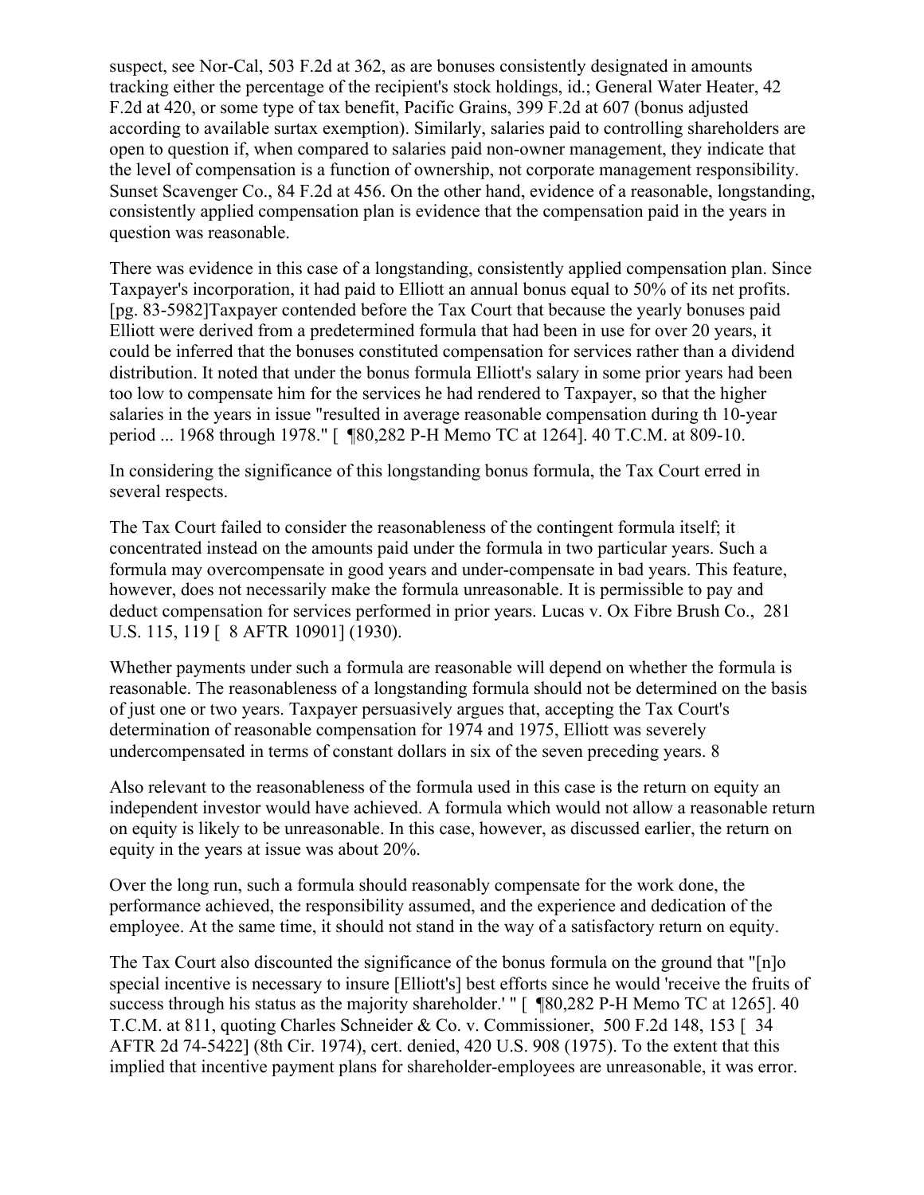suspect, see Nor-Cal, 503 F.2d at 362, as are bonuses consistently designated in amounts tracking either the percentage of the recipient's stock holdings, id.; General Water Heater, 42 F.2d at 420, or some type of tax benefit, Pacific Grains, 399 F.2d at 607 (bonus adjusted according to available surtax exemption). Similarly, salaries paid to controlling shareholders are open to question if, when compared to salaries paid non-owner management, they indicate that the level of compensation is a function of ownership, not corporate management responsibility. Sunset Scavenger Co., 84 F.2d at 456. On the other hand, evidence of a reasonable, longstanding, consistently applied compensation plan is evidence that the compensation paid in the years in question was reasonable.

There was evidence in this case of a longstanding, consistently applied compensation plan. Since Taxpayer's incorporation, it had paid to Elliott an annual bonus equal to 50% of its net profits. [pg. 83-5982]Taxpayer contended before the Tax Court that because the yearly bonuses paid Elliott were derived from a predetermined formula that had been in use for over 20 years, it could be inferred that the bonuses constituted compensation for services rather than a dividend distribution. It noted that under the bonus formula Elliott's salary in some prior years had been too low to compensate him for the services he had rendered to Taxpayer, so that the higher salaries in the years in issue "resulted in average reasonable compensation during th 10-year period ... 1968 through 1978." [ ¶80,282 P-H Memo TC at 1264]. 40 T.C.M. at 809-10.

In considering the significance of this longstanding bonus formula, the Tax Court erred in several respects.

The Tax Court failed to consider the reasonableness of the contingent formula itself; it concentrated instead on the amounts paid under the formula in two particular years. Such a formula may overcompensate in good years and under-compensate in bad years. This feature, however, does not necessarily make the formula unreasonable. It is permissible to pay and deduct compensation for services performed in prior years. Lucas v. Ox Fibre Brush Co., 281 U.S. 115, 119 [ 8 AFTR 10901] (1930).

Whether payments under such a formula are reasonable will depend on whether the formula is reasonable. The reasonableness of a longstanding formula should not be determined on the basis of just one or two years. Taxpayer persuasively argues that, accepting the Tax Court's determination of reasonable compensation for 1974 and 1975, Elliott was severely undercompensated in terms of constant dollars in six of the seven preceding years. 8

Also relevant to the reasonableness of the formula used in this case is the return on equity an independent investor would have achieved. A formula which would not allow a reasonable return on equity is likely to be unreasonable. In this case, however, as discussed earlier, the return on equity in the years at issue was about 20%.

Over the long run, such a formula should reasonably compensate for the work done, the performance achieved, the responsibility assumed, and the experience and dedication of the employee. At the same time, it should not stand in the way of a satisfactory return on equity.

The Tax Court also discounted the significance of the bonus formula on the ground that "[n]o special incentive is necessary to insure [Elliott's] best efforts since he would 'receive the fruits of success through his status as the majority shareholder.' " [ ¶80,282 P-H Memo TC at 1265]. 40 T.C.M. at 811, quoting Charles Schneider & Co. v. Commissioner, 500 F.2d 148, 153 [ 34 AFTR 2d 74-5422] (8th Cir. 1974), cert. denied, 420 U.S. 908 (1975). To the extent that this implied that incentive payment plans for shareholder-employees are unreasonable, it was error.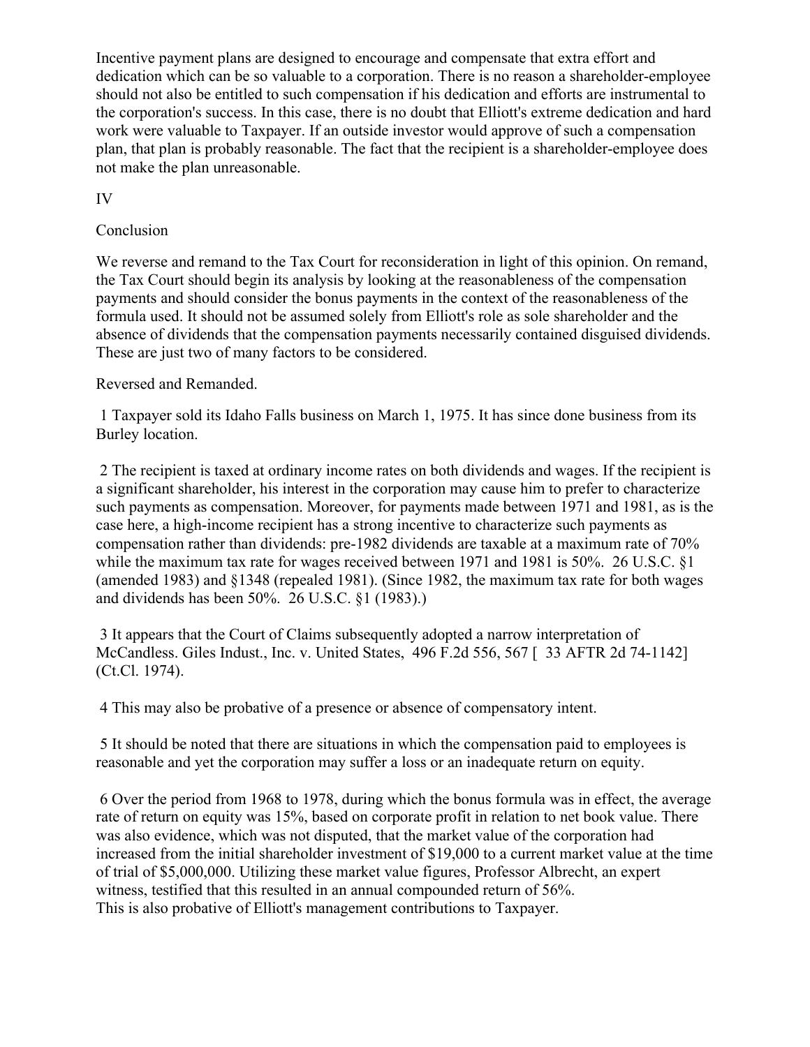Incentive payment plans are designed to encourage and compensate that extra effort and dedication which can be so valuable to a corporation. There is no reason a shareholder-employee should not also be entitled to such compensation if his dedication and efforts are instrumental to the corporation's success. In this case, there is no doubt that Elliott's extreme dedication and hard work were valuable to Taxpayer. If an outside investor would approve of such a compensation plan, that plan is probably reasonable. The fact that the recipient is a shareholder-employee does not make the plan unreasonable.

## IV

## Conclusion

We reverse and remand to the Tax Court for reconsideration in light of this opinion. On remand, the Tax Court should begin its analysis by looking at the reasonableness of the compensation payments and should consider the bonus payments in the context of the reasonableness of the formula used. It should not be assumed solely from Elliott's role as sole shareholder and the absence of dividends that the compensation payments necessarily contained disguised dividends. These are just two of many factors to be considered.

Reversed and Remanded.

1 Taxpayer sold its Idaho Falls business on March 1, 1975. It has since done business from its Burley location.

2 The recipient is taxed at ordinary income rates on both dividends and wages. If the recipient is a significant shareholder, his interest in the corporation may cause him to prefer to characterize such payments as compensation. Moreover, for payments made between 1971 and 1981, as is the case here, a high-income recipient has a strong incentive to characterize such payments as compensation rather than dividends: pre-1982 dividends are taxable at a maximum rate of 70% while the maximum tax rate for wages received between 1971 and 1981 is 50%. 26 U.S.C. §1 (amended 1983) and §1348 (repealed 1981). (Since 1982, the maximum tax rate for both wages and dividends has been 50%. 26 U.S.C. §1 (1983).)

3 It appears that the Court of Claims subsequently adopted a narrow interpretation of McCandless. Giles Indust., Inc. v. United States, 496 F.2d 556, 567 [ 33 AFTR 2d 74-1142] (Ct.Cl. 1974).

4 This may also be probative of a presence or absence of compensatory intent.

5 It should be noted that there are situations in which the compensation paid to employees is reasonable and yet the corporation may suffer a loss or an inadequate return on equity.

6 Over the period from 1968 to 1978, during which the bonus formula was in effect, the average rate of return on equity was 15%, based on corporate profit in relation to net book value. There was also evidence, which was not disputed, that the market value of the corporation had increased from the initial shareholder investment of $19,000 to a current market value at the time of trial of $5,000,000. Utilizing these market value figures, Professor Albrecht, an expert witness, testified that this resulted in an annual compounded return of 56%.
This is also probative of Elliott's management contributions to Taxpayer.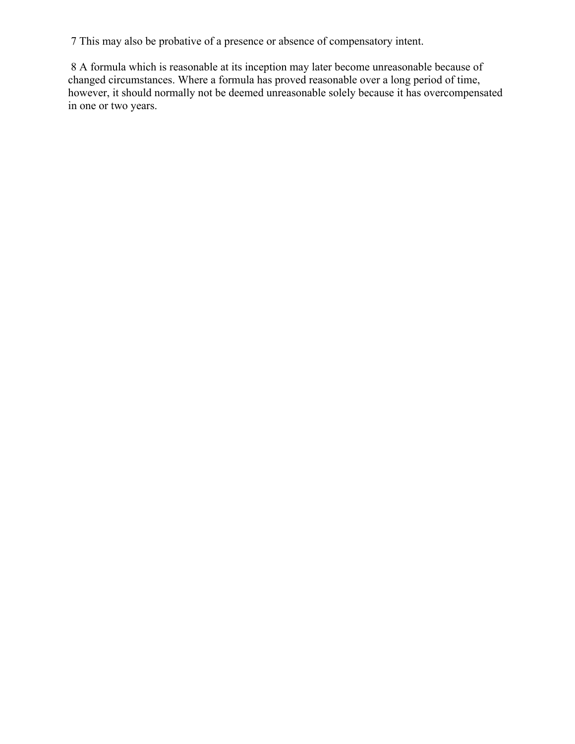7 This may also be probative of a presence or absence of compensatory intent.

8 A formula which is reasonable at its inception may later become unreasonable because of changed circumstances. Where a formula has proved reasonable over a long period of time, however, it should normally not be deemed unreasonable solely because it has overcompensated in one or two years.